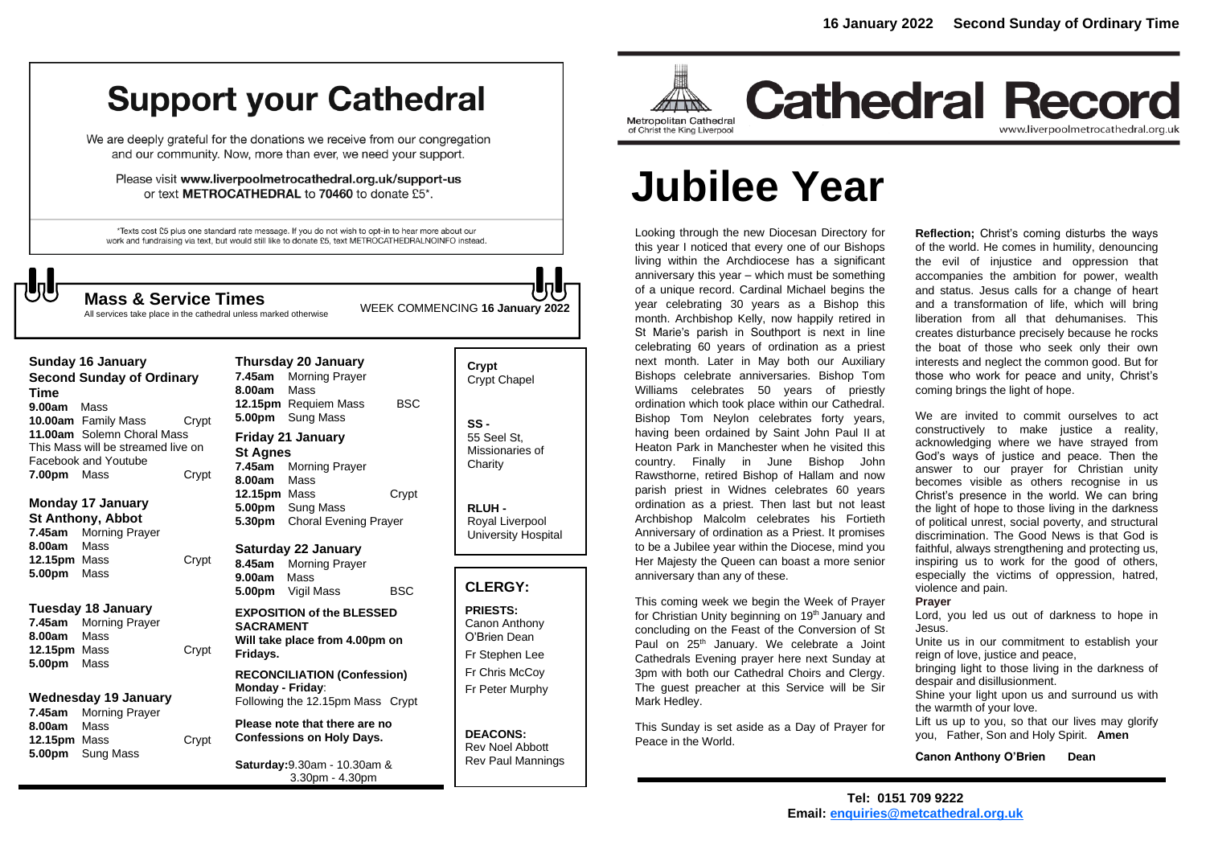# Support your Cathedral

We are deeply grateful for the donations we receive from our congregation and our community. Now, more than ever, we need your support.

Please visit **www.liverpoolmetrocathedral.org.uk/support-us** or text **METROCATHEDRAL** to **70460** to donate £5*.

*Texts cost £5 plus one standard rate message. If you do not wish to opt-in to hear more about our work and fundraising via text, but would still like to donate £5, text METROCATHEDRALNOINFO instead.

## Mass & Service Times

All services take place in the cathedral unless marked otherwise

WEEK COMMENCING **16 January 2022**

**Sunday 16 January**
**Second Sunday of Ordinary Time**
**9.00am** Mass
**10.00am** Family Mass — Crypt
**11.00am** Solemn Choral Mass
This Mass will be streamed live on Facebook and Youtube
**7.00pm** Mass — Crypt

**Monday 17 January**
**St Anthony, Abbot**
**7.45am** Morning Prayer
**8.00am** Mass
**12.15pm** Mass — Crypt
**5.00pm** Mass

**Tuesday 18 January**
**7.45am** Morning Prayer
**8.00am** Mass
**12.15pm** Mass — Crypt
**5.00pm** Mass

**Wednesday 19 January**
**7.45am** Morning Prayer
**8.00am** Mass
**12.15pm** Mass — Crypt
**5.00pm** Sung Mass

**Thursday 20 January**
**7.45am** Morning Prayer
**8.00am** Mass
**12.15pm** Requiem Mass — BSC
**5.00pm** Sung Mass

**Friday 21 January**
**St Agnes**
**7.45am** Morning Prayer
**8.00am** Mass
**12.15pm** Mass — Crypt
**5.00pm** Sung Mass
**5.30pm** Choral Evening Prayer

**Saturday 22 January**
**8.45am** Morning Prayer
**9.00am** Mass
**5.00pm** Vigil Mass — BSC

**EXPOSITION of the BLESSED SACRAMENT**
**Will take place from 4.00pm on Fridays.**

**RECONCILIATION (Confession)**
**Monday - Friday**:
Following the 12.15pm Mass Crypt

**Please note that there are no Confessions on Holy Days.**

**Saturday:** 9.30am - 10.30am & 3.30pm - 4.30pm

**Crypt** Crypt Chapel

**SS -** 55 Seel St, Missionaries of Charity

**RLUH -** Royal Liverpool University Hospital

## CLERGY:

**PRIESTS:**
Canon Anthony O'Brien Dean
Fr Stephen Lee
Fr Chris McCoy
Fr Peter Murphy

**DEACONS:**
Rev Noel Abbott
Rev Paul Mannings

16 January 2022 — Second Sunday of Ordinary Time

Metropolitan Cathedral of Christ the King Liverpool

# Cathedral Record

www.liverpoolmetrocathedral.org.uk

# Jubilee Year

Looking through the new Diocesan Directory for this year I noticed that every one of our Bishops living within the Archdiocese has a significant anniversary this year – which must be something of a unique record. Cardinal Michael begins the year celebrating 30 years as a Bishop this month. Archbishop Kelly, now happily retired in St Marie's parish in Southport is next in line celebrating 60 years of ordination as a priest next month. Later in May both our Auxiliary Bishops celebrate anniversaries. Bishop Tom Williams celebrates 50 years of priestly ordination which took place within our Cathedral. Bishop Tom Neylon celebrates forty years, having been ordained by Saint John Paul II at Heaton Park in Manchester when he visited this country. Finally in June Bishop John Rawsthorne, retired Bishop of Hallam and now parish priest in Widnes celebrates 60 years ordination as a priest. Then last but not least Archbishop Malcolm celebrates his Fortieth Anniversary of ordination as a Priest. It promises to be a Jubilee year within the Diocese, mind you Her Majesty the Queen can boast a more senior anniversary than any of these.

This coming week we begin the Week of Prayer for Christian Unity beginning on 19th January and concluding on the Feast of the Conversion of St Paul on 25th January. We celebrate a Joint Cathedrals Evening prayer here next Sunday at 3pm with both our Cathedral Choirs and Clergy. The guest preacher at this Service will be Sir Mark Hedley.

This Sunday is set aside as a Day of Prayer for Peace in the World.

**Reflection;** Christ's coming disturbs the ways of the world. He comes in humility, denouncing the evil of injustice and oppression that accompanies the ambition for power, wealth and status. Jesus calls for a change of heart and a transformation of life, which will bring liberation from all that dehumanises. This creates disturbance precisely because he rocks the boat of those who seek only their own interests and neglect the common good. But for those who work for peace and unity, Christ's coming brings the light of hope.

We are invited to commit ourselves to act constructively to make justice a reality, acknowledging where we have strayed from God's ways of justice and peace. Then the answer to our prayer for Christian unity becomes visible as others recognise in us Christ's presence in the world. We can bring the light of hope to those living in the darkness of political unrest, social poverty, and structural discrimination. The Good News is that God is faithful, always strengthening and protecting us, inspiring us to work for the good of others, especially the victims of oppression, hatred, violence and pain.

**Prayer**

Lord, you led us out of darkness to hope in Jesus.
Unite us in our commitment to establish your reign of love, justice and peace,
bringing light to those living in the darkness of despair and disillusionment.
Shine your light upon us and surround us with the warmth of your love.
Lift us up to you, so that our lives may glorify you, Father, Son and Holy Spirit. **Amen**

**Canon Anthony O'Brien Dean**

**Tel: 0151 709 9222**
**Email: enquiries@metcathedral.org.uk**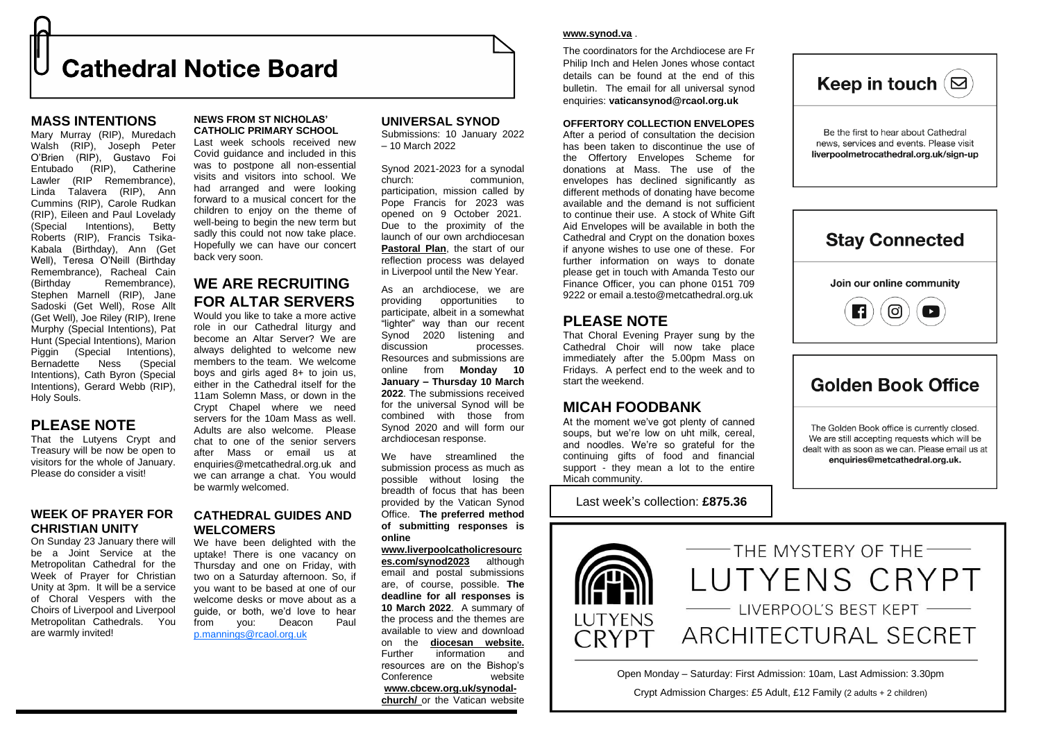# Cathedral Notice Board

## MASS INTENTIONS

Mary Murray (RIP), Muredach Walsh (RIP), Joseph Peter O'Brien (RIP), Gustavo Foi Entubado (RIP), Catherine Lawler (RIP Remembrance), Linda Talavera (RIP), Ann Cummins (RIP), Carole Rudkan (RIP), Eileen and Paul Lovelady (Special Intentions), Betty Roberts (RIP), Francis Tsika-Kabala (Birthday), Ann (Get Well), Teresa O'Neill (Birthday Remembrance), Racheal Cain (Birthday Remembrance), Stephen Marnell (RIP), Jane Sadoski (Get Well), Rose Allt (Get Well), Joe Riley (RIP), Irene Murphy (Special Intentions), Pat Hunt (Special Intentions), Marion Piggin (Special Intentions), Bernadette Ness (Special Intentions), Cath Byron (Special Intentions), Gerard Webb (RIP), Holy Souls.

## PLEASE NOTE

That the Lutyens Crypt and Treasury will be now be open to visitors for the whole of January. Please do consider a visit!

### WEEK OF PRAYER FOR CHRISTIAN UNITY

On Sunday 23 January there will be a Joint Service at the Metropolitan Cathedral for the Week of Prayer for Christian Unity at 3pm. It will be a service of Choral Vespers with the Choirs of Liverpool and Liverpool Metropolitan Cathedrals. You are warmly invited!

### NEWS FROM ST NICHOLAS' CATHOLIC PRIMARY SCHOOL

Last week schools received new Covid guidance and included in this was to postpone all non-essential visits and visitors into school. We had arranged and were looking forward to a musical concert for the children to enjoy on the theme of well-being to begin the new term but sadly this could not now take place. Hopefully we can have our concert back very soon.

## WE ARE RECRUITING FOR ALTAR SERVERS

Would you like to take a more active role in our Cathedral liturgy and become an Altar Server? We are always delighted to welcome new members to the team. We welcome boys and girls aged 8+ to join us, either in the Cathedral itself for the 11am Solemn Mass, or down in the Crypt Chapel where we need servers for the 10am Mass as well. Adults are also welcome. Please chat to one of the senior servers after Mass or email us at enquiries@metcathedral.org.uk and we can arrange a chat. You would be warmly welcomed.

### CATHEDRAL GUIDES AND WELCOMERS

We have been delighted with the uptake! There is one vacancy on Thursday and one on Friday, with two on a Saturday afternoon. So, if you want to be based at one of our welcome desks or move about as a guide, or both, we'd love to hear from you: Deacon Paul p.mannings@rcaol.org.uk

### UNIVERSAL SYNOD

Submissions: 10 January 2022 – 10 March 2022

Synod 2021-2023 for a synodal church: communion, participation, mission called by Pope Francis for 2023 was opened on 9 October 2021. Due to the proximity of the launch of our own archdiocesan **Pastoral Plan**, the start of our reflection process was delayed in Liverpool until the New Year.

As an archdiocese, we are providing opportunities to participate, albeit in a somewhat "lighter" way than our recent Synod 2020 listening and discussion processes. Resources and submissions are online from **Monday 10 January – Thursday 10 March 2022**. The submissions received for the universal Synod will be combined with those from Synod 2020 and will form our archdiocesan response.

We have streamlined the submission process as much as possible without losing the breadth of focus that has been provided by the Vatican Synod Office. **The preferred method of submitting responses is online www.liverpoolcatholicresources.com/synod2023** although email and postal submissions are, of course, possible. **The deadline for all responses is 10 March 2022**. A summary of the process and the themes are available to view and download on the **diocesan website.** Further information and resources are on the Bishop's Conference website **www.cbcew.org.uk/synodal-church/** or the Vatican website **www.synod.va** .

The coordinators for the Archdiocese are Fr Philip Inch and Helen Jones whose contact details can be found at the end of this bulletin. The email for all universal synod enquiries: **vaticansynod@rcaol.org.uk**

### OFFERTORY COLLECTION ENVELOPES

After a period of consultation the decision has been taken to discontinue the use of the Offertory Envelopes Scheme for donations at Mass. The use of the envelopes has declined significantly as different methods of donating have become available and the demand is not sufficient to continue their use. A stock of White Gift Aid Envelopes will be available in both the Cathedral and Crypt on the donation boxes if anyone wishes to use one of these. For further information on ways to donate please get in touch with Amanda Testo our Finance Officer, you can phone 0151 709 9222 or email a.testo@metcathedral.org.uk

## PLEASE NOTE

That Choral Evening Prayer sung by the Cathedral Choir will now take place immediately after the 5.00pm Mass on Fridays. A perfect end to the week and to start the weekend.

## MICAH FOODBANK

At the moment we've got plenty of canned soups, but we're low on uht milk, cereal, and noodles. We're so grateful for the continuing gifts of food and financial support - they mean a lot to the entire Micah community.

Last week's collection: **£875.36**

## Keep in touch

Be the first to hear about Cathedral news, services and events. Please visit **liverpoolmetrocathedral.org.uk/sign-up**

## Stay Connected

Join our online community

## Golden Book Office

The Golden Book office is currently closed. We are still accepting requests which will be dealt with as soon as we can. Please email us at **enquiries@metcathedral.org.uk.**

LUTYENS CRYPT

THE MYSTERY OF THE LUTYENS CRYPT — LIVERPOOL'S BEST KEPT ARCHITECTURAL SECRET

Open Monday – Saturday: First Admission: 10am, Last Admission: 3.30pm

Crypt Admission Charges: £5 Adult, £12 Family (2 adults + 2 children)